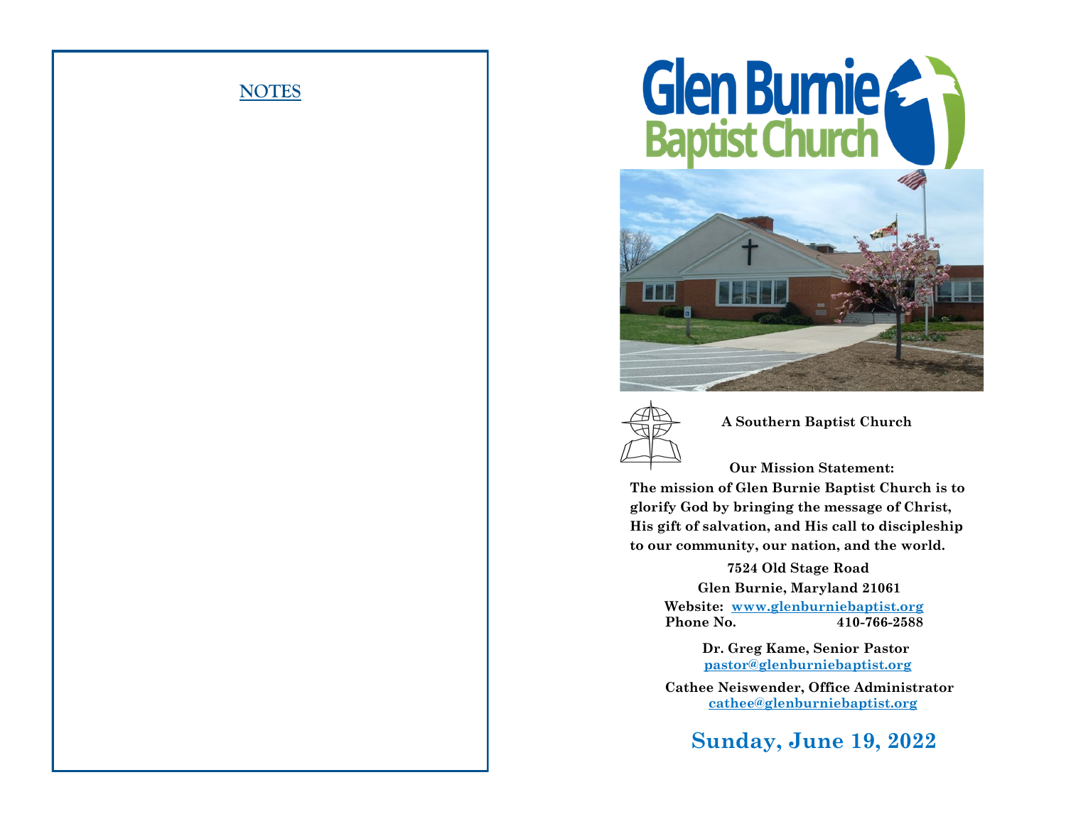## NOTES

# Glen Burnie Baptist Church

**A Southern Baptist Church**

**Our Mission Statement:**

**The mission of Glen Burnie Baptist Church is to glorify God by bringing the message of Christ, His gift of salvation, and His call to discipleship to our community, our nation, and the world.**

**7524 Old Stage Road**

**Glen Burnie, Maryland 21061**

**Website: [www.glenburniebaptist.org](http://www.glenburniebaptist.org)**

**Phone No. 410-766-2588**

**Dr. Greg Kame, Senior Pastor**

**[pastor@glenburniebaptist.org](mailto:pastor@glenburniebaptist.org)**

**Cathee Neiswender, Office Administrator**

**[cathee@glenburniebaptist.org](mailto:cathee@glenburniebaptist.org)**

## Sunday, June 19, 2022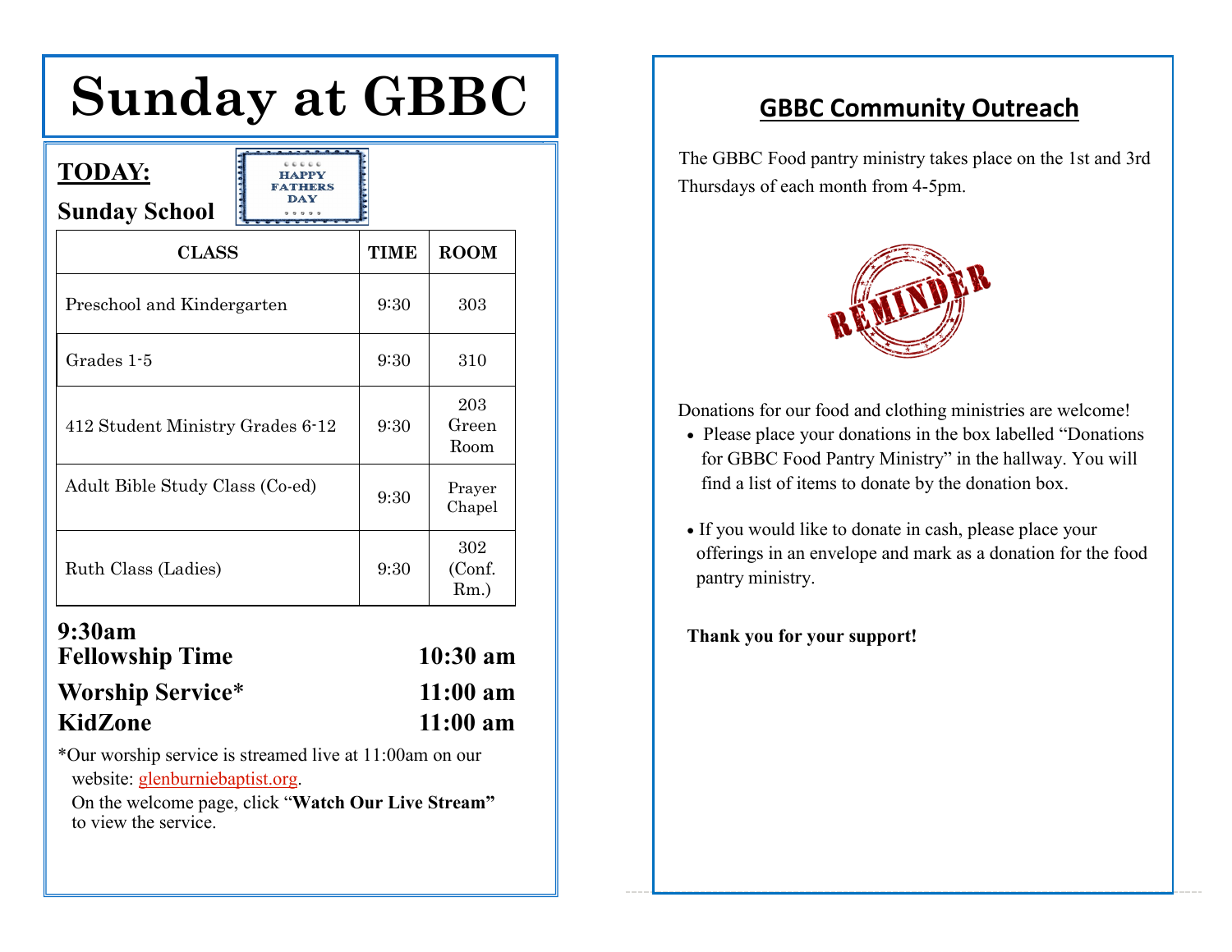# Sunday at GBBC

**TODAY:**

HAPPY FATHERS DAY

**Sunday School**

| CLASS | TIME | ROOM |
|---|---|---|
| Preschool and Kindergarten | 9:30 | 303 |
| Grades 1-5 | 9:30 | 310 |
| 412 Student Ministry Grades 6-12 | 9:30 | 203 Green Room |
| Adult Bible Study Class (Co-ed) | 9:30 | Prayer Chapel |
| Ruth Class (Ladies) | 9:30 | 302 (Conf. Rm.) |

**9:30am**

**Fellowship Time** **10:30 am**

**Worship Service*** **11:00 am**

**KidZone** **11:00 am**

*Our worship service is streamed live at 11:00am on our website: glenburniebaptist.org.
On the welcome page, click "**Watch Our Live Stream"** to view the service.

## GBBC Community Outreach

The GBBC Food pantry ministry takes place on the 1st and 3rd Thursdays of each month from 4-5pm.

REMINDER

Donations for our food and clothing ministries are welcome!

- Please place your donations in the box labelled "Donations for GBBC Food Pantry Ministry" in the hallway. You will find a list of items to donate by the donation box.
- If you would like to donate in cash, please place your offerings in an envelope and mark as a donation for the food pantry ministry.

**Thank you for your support!**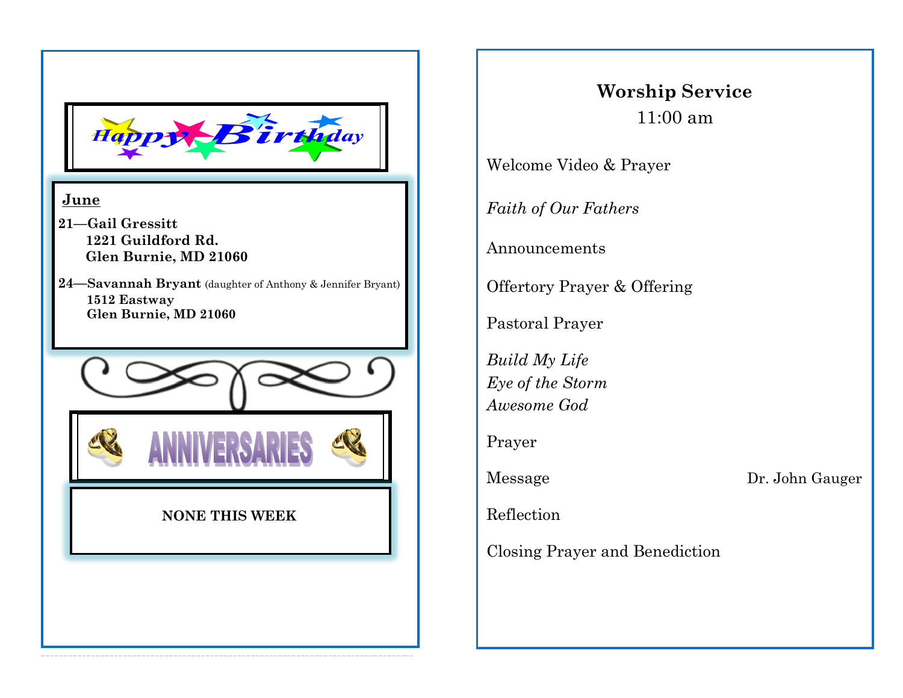## Happy Birthday

**June**

**21—Gail Gressitt**
**1221 Guildford Rd.**
**Glen Burnie, MD 21060**

**24—Savannah Bryant** (daughter of Anthony & Jennifer Bryant)
**1512 Eastway**
**Glen Burnie, MD 21060**

## ANNIVERSARIES

**NONE THIS WEEK**

## Worship Service

11:00 am

Welcome Video & Prayer

*Faith of Our Fathers*

Announcements

Offertory Prayer & Offering

Pastoral Prayer

*Build My Life*
*Eye of the Storm*
*Awesome God*

Prayer

Message — Dr. John Gauger

Reflection

Closing Prayer and Benediction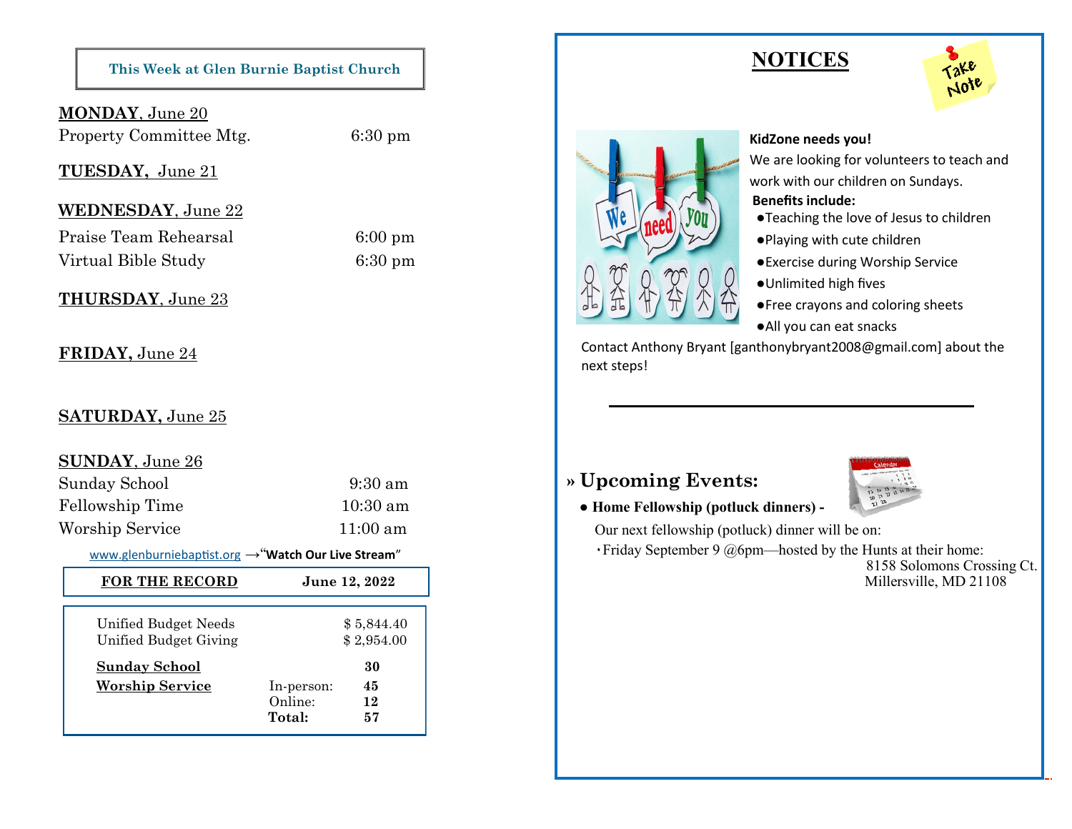## This Week at Glen Burnie Baptist Church

**MONDAY**, June 20

Property Committee Mtg. 6:30 pm

**TUESDAY**, June 21

**WEDNESDAY**, June 22

Praise Team Rehearsal 6:00 pm

Virtual Bible Study 6:30 pm

**THURSDAY**, June 23

**FRIDAY,** June 24

**SATURDAY,** June 25

**SUNDAY**, June 26

Sunday School 9:30 am

Fellowship Time 10:30 am

Worship Service 11:00 am

www.glenburniebaptist.org →"**Watch Our Live Stream**"

| **FOR THE RECORD** | | **June 12, 2022** |
|---|---|---|
| Unified Budget Needs | | $ 5,844.40 |
| Unified Budget Giving | | $ 2,954.00 |
| **Sunday School** | | **30** |
| **Worship Service** | In-person: | **45** |
| | Online: | **12** |
| | **Total:** | **57** |

# NOTICES

Take Note

**KidZone needs you!**

We are looking for volunteers to teach and work with our children on Sundays.

**Benefits include:**

- Teaching the love of Jesus to children
- Playing with cute children
- Exercise during Worship Service
- Unlimited high fives
- Free crayons and coloring sheets
- All you can eat snacks

Contact Anthony Bryant [ganthonybryant2008@gmail.com] about the next steps!

---

## » Upcoming Events:

- **Home Fellowship (potluck dinners) -**

Our next fellowship (potluck) dinner will be on:

・Friday September 9 @6pm—hosted by the Hunts at their home:
8158 Solomons Crossing Ct.
Millersville, MD 21108